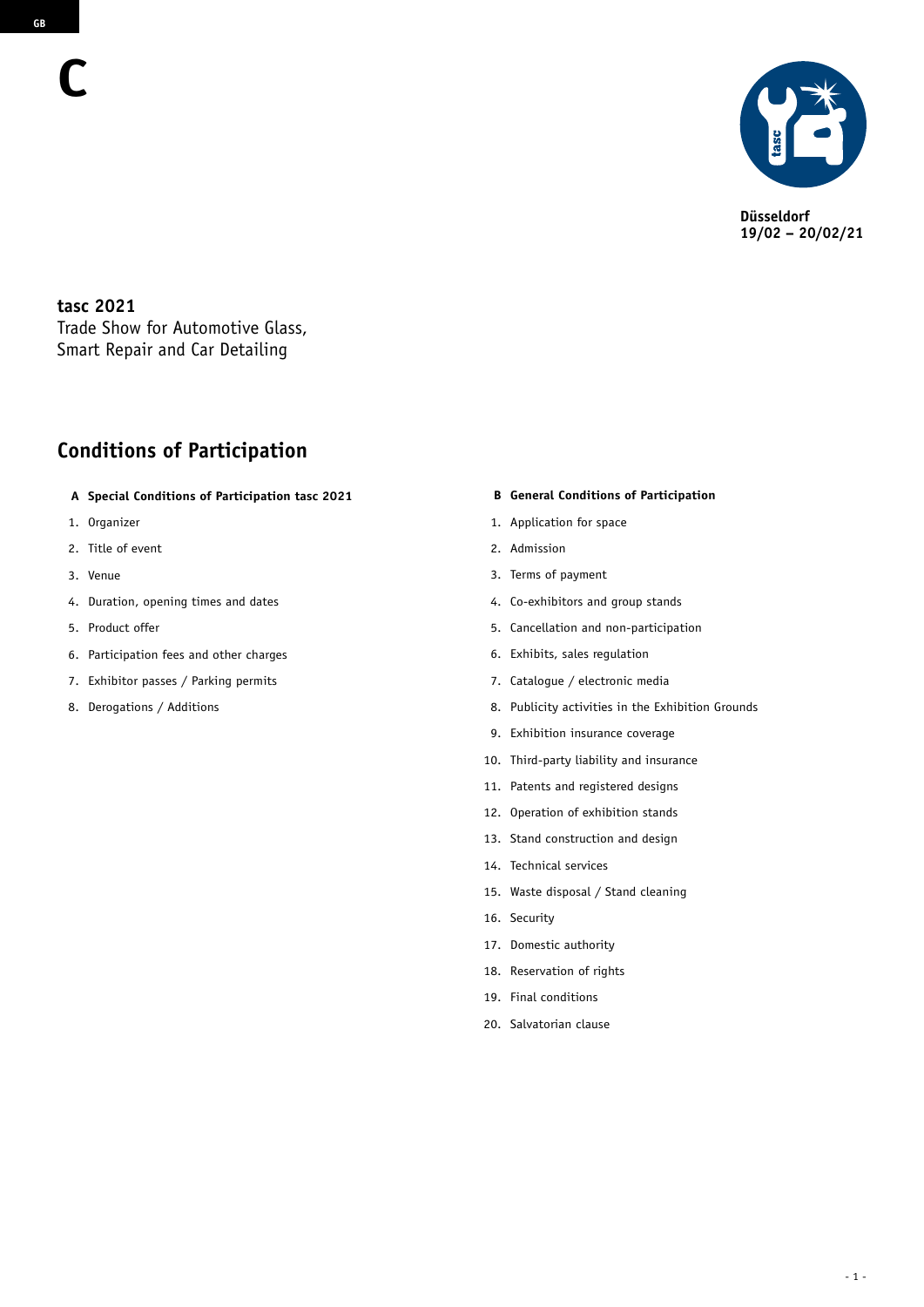GB

# C

Düsseldorf
19/02 – 20/02/21

**tasc 2021**
Trade Show for Automotive Glass,
Smart Repair and Car Detailing

## Conditions of Participation

**A Special Conditions of Participation tasc 2021**

1. Organizer
2. Title of event
3. Venue
4. Duration, opening times and dates
5. Product offer
6. Participation fees and other charges
7. Exhibitor passes / Parking permits
8. Derogations / Additions

**B General Conditions of Participation**

1. Application for space
2. Admission
3. Terms of payment
4. Co-exhibitors and group stands
5. Cancellation and non-participation
6. Exhibits, sales regulation
7. Catalogue / electronic media
8. Publicity activities in the Exhibition Grounds
9. Exhibition insurance coverage
10. Third-party liability and insurance
11. Patents and registered designs
12. Operation of exhibition stands
13. Stand construction and design
14. Technical services
15. Waste disposal / Stand cleaning
16. Security
17. Domestic authority
18. Reservation of rights
19. Final conditions
20. Salvatorian clause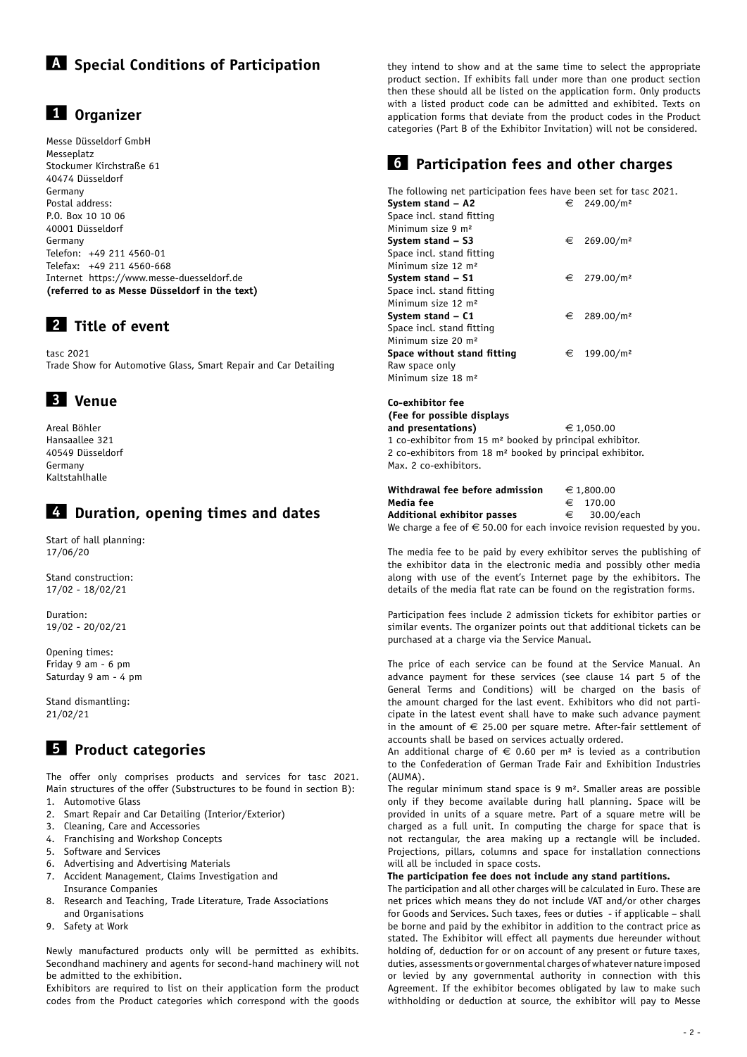# A Special Conditions of Participation

## 1 Organizer

Messe Düsseldorf GmbH
Messeplatz
Stockumer Kirchstraße 61
40474 Düsseldorf
Germany
Postal address:
P.O. Box 10 10 06
40001 Düsseldorf
Germany
Telefon: +49 211 4560-01
Telefax: +49 211 4560-668
Internet https://www.messe-duesseldorf.de
**(referred to as Messe Düsseldorf in the text)**

## 2 Title of event

tasc 2021
Trade Show for Automotive Glass, Smart Repair and Car Detailing

## 3 Venue

Areal Böhler
Hansaallee 321
40549 Düsseldorf
Germany
Kaltstahlhalle

## 4 Duration, opening times and dates

Start of hall planning:
17/06/20

Stand construction:
17/02 - 18/02/21

Duration:
19/02 - 20/02/21

Opening times:
Friday 9 am - 6 pm
Saturday 9 am - 4 pm

Stand dismantling:
21/02/21

## 5 Product categories

The offer only comprises products and services for tasc 2021. Main structures of the offer (Substructures to be found in section B):

1. Automotive Glass
2. Smart Repair and Car Detailing (Interior/Exterior)
3. Cleaning, Care and Accessories
4. Franchising and Workshop Concepts
5. Software and Services
6. Advertising and Advertising Materials
7. Accident Management, Claims Investigation and Insurance Companies
8. Research and Teaching, Trade Literature, Trade Associations and Organisations
9. Safety at Work

Newly manufactured products only will be permitted as exhibits. Secondhand machinery and agents for second-hand machinery will not be admitted to the exhibition.

Exhibitors are required to list on their application form the product codes from the Product categories which correspond with the goods they intend to show and at the same time to select the appropriate product section. If exhibits fall under more than one product section then these should all be listed on the application form. Only products with a listed product code can be admitted and exhibited. Texts on application forms that deviate from the product codes in the Product categories (Part B of the Exhibitor Invitation) will not be considered.

## 6 Participation fees and other charges

The following net participation fees have been set for tasc 2021.

**System stand – A2** € 249.00/m²
Space incl. stand fitting
Minimum size 9 m²

**System stand – S3** € 269.00/m²
Space incl. stand fitting
Minimum size 12 m²

**System stand – S1** € 279.00/m²
Space incl. stand fitting
Minimum size 12 m²

**System stand – C1** € 289.00/m²
Space incl. stand fitting
Minimum size 20 m²

**Space without stand fitting** € 199.00/m²
Raw space only
Minimum size 18 m²

**Co-exhibitor fee (Fee for possible displays and presentations)** € 1,050.00
1 co-exhibitor from 15 m² booked by principal exhibitor.
2 co-exhibitors from 18 m² booked by principal exhibitor.
Max. 2 co-exhibitors.

**Withdrawal fee before admission** € 1,800.00
**Media fee** € 170.00
**Additional exhibitor passes** € 30.00/each
We charge a fee of € 50.00 for each invoice revision requested by you.

The media fee to be paid by every exhibitor serves the publishing of the exhibitor data in the electronic media and possibly other media along with use of the event's Internet page by the exhibitors. The details of the media flat rate can be found on the registration forms.

Participation fees include 2 admission tickets for exhibitor parties or similar events. The organizer points out that additional tickets can be purchased at a charge via the Service Manual.

The price of each service can be found at the Service Manual. An advance payment for these services (see clause 14 part 5 of the General Terms and Conditions) will be charged on the basis of the amount charged for the last event. Exhibitors who did not participate in the latest event shall have to make such advance payment in the amount of € 25.00 per square metre. After-fair settlement of accounts shall be based on services actually ordered.
An additional charge of € 0.60 per m² is levied as a contribution to the Confederation of German Trade Fair and Exhibition Industries (AUMA).
The regular minimum stand space is 9 m². Smaller areas are possible only if they become available during hall planning. Space will be provided in units of a square metre. Part of a square metre will be charged as a full unit. In computing the charge for space that is not rectangular, the area making up a rectangle will be included. Projections, pillars, columns and space for installation connections will all be included in space costs.
**The participation fee does not include any stand partitions.**
The participation and all other charges will be calculated in Euro. These are net prices which means they do not include VAT and/or other charges for Goods and Services. Such taxes, fees or duties - if applicable – shall be borne and paid by the exhibitor in addition to the contract price as stated. The Exhibitor will effect all payments due hereunder without holding of, deduction for or on account of any present or future taxes, duties, assessments or governmental charges of whatever nature imposed or levied by any governmental authority in connection with this Agreement. If the exhibitor becomes obligated by law to make such withholding or deduction at source, the exhibitor will pay to Messe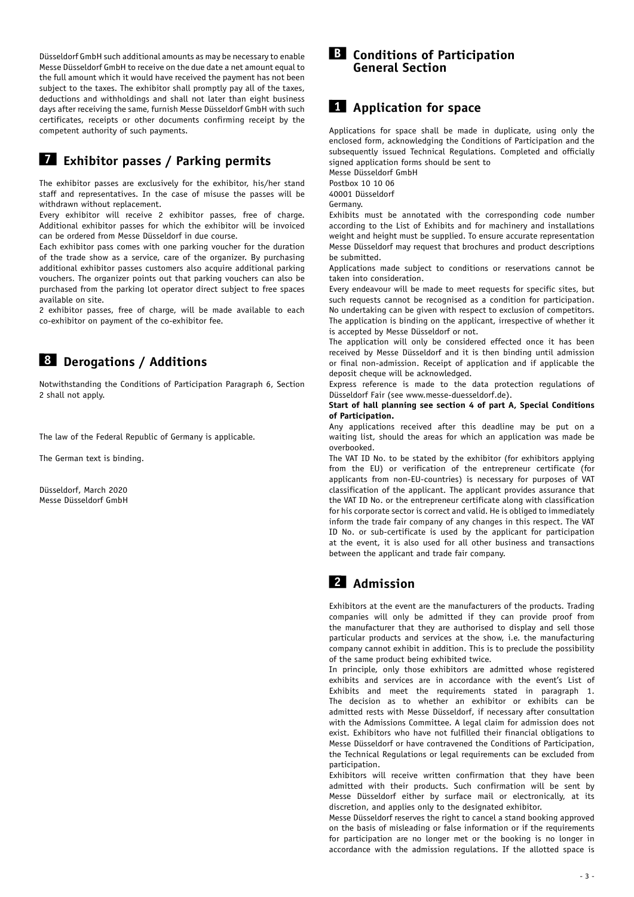Düsseldorf GmbH such additional amounts as may be necessary to enable Messe Düsseldorf GmbH to receive on the due date a net amount equal to the full amount which it would have received the payment has not been subject to the taxes. The exhibitor shall promptly pay all of the taxes, deductions and withholdings and shall not later than eight business days after receiving the same, furnish Messe Düsseldorf GmbH with such certificates, receipts or other documents confirming receipt by the competent authority of such payments.

## 7 Exhibitor passes / Parking permits

The exhibitor passes are exclusively for the exhibitor, his/her stand staff and representatives. In the case of misuse the passes will be withdrawn without replacement.
Every exhibitor will receive 2 exhibitor passes, free of charge. Additional exhibitor passes for which the exhibitor will be invoiced can be ordered from Messe Düsseldorf in due course.
Each exhibitor pass comes with one parking voucher for the duration of the trade show as a service, care of the organizer. By purchasing additional exhibitor passes customers also acquire additional parking vouchers. The organizer points out that parking vouchers can also be purchased from the parking lot operator direct subject to free spaces available on site.
2 exhibitor passes, free of charge, will be made available to each co-exhibitor on payment of the co-exhibitor fee.

## 8 Derogations / Additions

Notwithstanding the Conditions of Participation Paragraph 6, Section 2 shall not apply.

The law of the Federal Republic of Germany is applicable.

The German text is binding.

Düsseldorf, March 2020
Messe Düsseldorf GmbH

# B Conditions of Participation General Section

## 1 Application for space

Applications for space shall be made in duplicate, using only the enclosed form, acknowledging the Conditions of Participation and the subsequently issued Technical Regulations. Completed and officially signed application forms should be sent to
Messe Düsseldorf GmbH
Postbox 10 10 06
40001 Düsseldorf
Germany.
Exhibits must be annotated with the corresponding code number according to the List of Exhibits and for machinery and installations weight and height must be supplied. To ensure accurate representation Messe Düsseldorf may request that brochures and product descriptions be submitted.
Applications made subject to conditions or reservations cannot be taken into consideration.
Every endeavour will be made to meet requests for specific sites, but such requests cannot be recognised as a condition for participation. No undertaking can be given with respect to exclusion of competitors. The application is binding on the applicant, irrespective of whether it is accepted by Messe Düsseldorf or not.
The application will only be considered effected once it has been received by Messe Düsseldorf and it is then binding until admission or final non-admission. Receipt of application and if applicable the deposit cheque will be acknowledged.
Express reference is made to the data protection regulations of Düsseldorf Fair (see www.messe-duesseldorf.de).
**Start of hall planning see section 4 of part A, Special Conditions of Participation.**
Any applications received after this deadline may be put on a waiting list, should the areas for which an application was made be overbooked.
The VAT ID No. to be stated by the exhibitor (for exhibitors applying from the EU) or verification of the entrepreneur certificate (for applicants from non-EU-countries) is necessary for purposes of VAT classification of the applicant. The applicant provides assurance that the VAT ID No. or the entrepreneur certificate along with classification for his corporate sector is correct and valid. He is obliged to immediately inform the trade fair company of any changes in this respect. The VAT ID No. or sub-certificate is used by the applicant for participation at the event, it is also used for all other business and transactions between the applicant and trade fair company.

## 2 Admission

Exhibitors at the event are the manufacturers of the products. Trading companies will only be admitted if they can provide proof from the manufacturer that they are authorised to display and sell those particular products and services at the show, i.e. the manufacturing company cannot exhibit in addition. This is to preclude the possibility of the same product being exhibited twice.
In principle, only those exhibitors are admitted whose registered exhibits and services are in accordance with the event's List of Exhibits and meet the requirements stated in paragraph 1. The decision as to whether an exhibitor or exhibits can be admitted rests with Messe Düsseldorf, if necessary after consultation with the Admissions Committee. A legal claim for admission does not exist. Exhibitors who have not fulfilled their financial obligations to Messe Düsseldorf or have contravened the Conditions of Participation, the Technical Regulations or legal requirements can be excluded from participation.
Exhibitors will receive written confirmation that they have been admitted with their products. Such confirmation will be sent by Messe Düsseldorf either by surface mail or electronically, at its discretion, and applies only to the designated exhibitor.
Messe Düsseldorf reserves the right to cancel a stand booking approved on the basis of misleading or false information or if the requirements for participation are no longer met or the booking is no longer in accordance with the admission regulations. If the allotted space is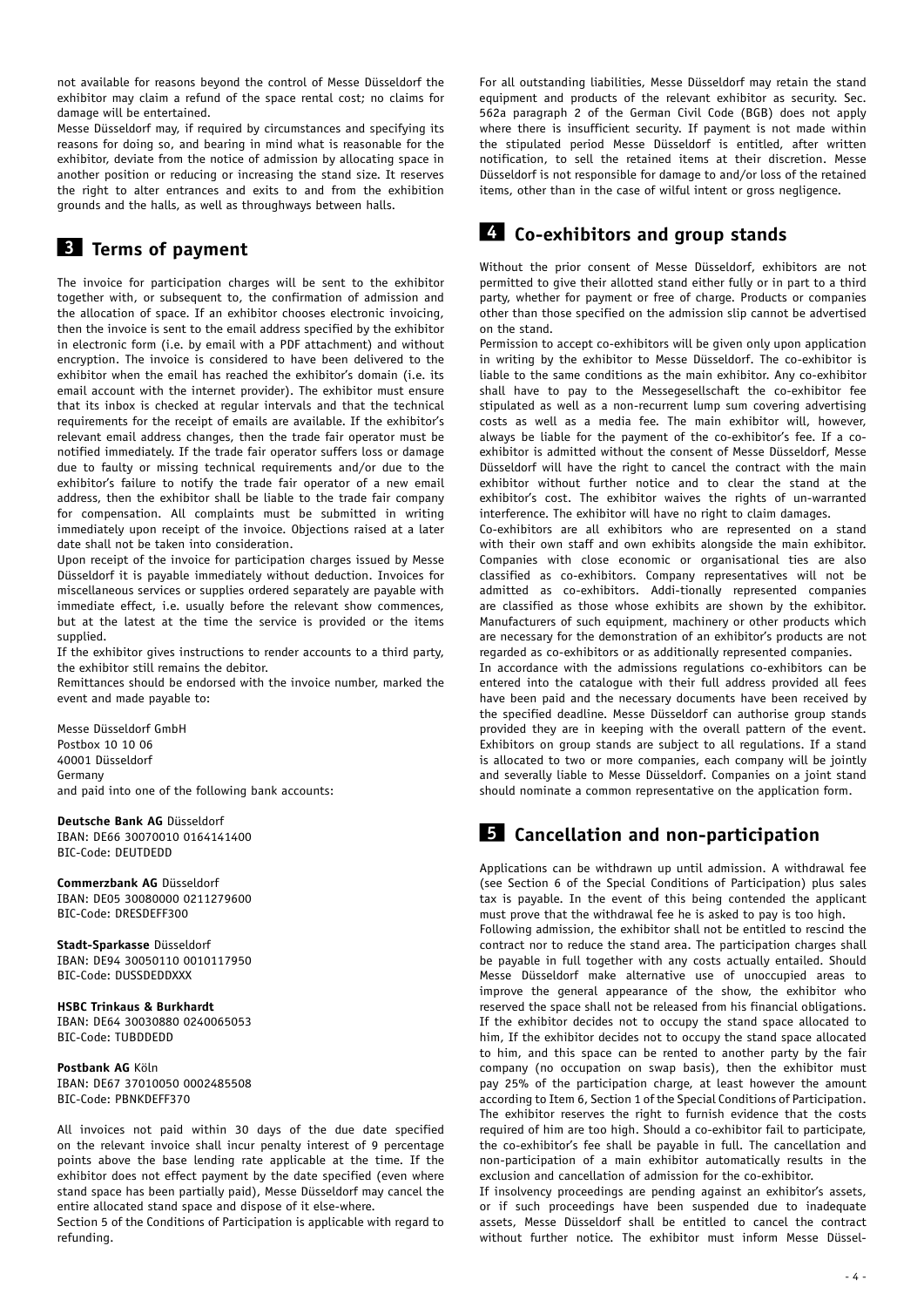not available for reasons beyond the control of Messe Düsseldorf the exhibitor may claim a refund of the space rental cost; no claims for damage will be entertained.

Messe Düsseldorf may, if required by circumstances and specifying its reasons for doing so, and bearing in mind what is reasonable for the exhibitor, deviate from the notice of admission by allocating space in another position or reducing or increasing the stand size. It reserves the right to alter entrances and exits to and from the exhibition grounds and the halls, as well as throughways between halls.

## 3 Terms of payment

The invoice for participation charges will be sent to the exhibitor together with, or subsequent to, the confirmation of admission and the allocation of space. If an exhibitor chooses electronic invoicing, then the invoice is sent to the email address specified by the exhibitor in electronic form (i.e. by email with a PDF attachment) and without encryption. The invoice is considered to have been delivered to the exhibitor when the email has reached the exhibitor's domain (i.e. its email account with the internet provider). The exhibitor must ensure that its inbox is checked at regular intervals and that the technical requirements for the receipt of emails are available. If the exhibitor's relevant email address changes, then the trade fair operator must be notified immediately. If the trade fair operator suffers loss or damage due to faulty or missing technical requirements and/or due to the exhibitor's failure to notify the trade fair operator of a new email address, then the exhibitor shall be liable to the trade fair company for compensation. All complaints must be submitted in writing immediately upon receipt of the invoice. Objections raised at a later date shall not be taken into consideration.

Upon receipt of the invoice for participation charges issued by Messe Düsseldorf it is payable immediately without deduction. Invoices for miscellaneous services or supplies ordered separately are payable with immediate effect, i.e. usually before the relevant show commences, but at the latest at the time the service is provided or the items supplied.

If the exhibitor gives instructions to render accounts to a third party, the exhibitor still remains the debitor.

Remittances should be endorsed with the invoice number, marked the event and made payable to:

Messe Düsseldorf GmbH
Postbox 10 10 06
40001 Düsseldorf
Germany
and paid into one of the following bank accounts:

**Deutsche Bank AG** Düsseldorf
IBAN: DE66 30070010 0164141400
BIC-Code: DEUTDEDD

**Commerzbank AG** Düsseldorf
IBAN: DE05 30080000 0211279600
BIC-Code: DRESDEFF300

**Stadt-Sparkasse** Düsseldorf
IBAN: DE94 30050110 0010117950
BIC-Code: DUSSDEDDXXX

**HSBC Trinkaus & Burkhardt**
IBAN: DE64 30030880 0240065053
BIC-Code: TUBDDEDD

**Postbank AG** Köln
IBAN: DE67 37010050 0002485508
BIC-Code: PBNKDEFF370

All invoices not paid within 30 days of the due date specified on the relevant invoice shall incur penalty interest of 9 percentage points above the base lending rate applicable at the time. If the exhibitor does not effect payment by the date specified (even where stand space has been partially paid), Messe Düsseldorf may cancel the entire allocated stand space and dispose of it else-where.

Section 5 of the Conditions of Participation is applicable with regard to refunding.

For all outstanding liabilities, Messe Düsseldorf may retain the stand equipment and products of the relevant exhibitor as security. Sec. 562a paragraph 2 of the German Civil Code (BGB) does not apply where there is insufficient security. If payment is not made within the stipulated period Messe Düsseldorf is entitled, after written notification, to sell the retained items at their discretion. Messe Düsseldorf is not responsible for damage to and/or loss of the retained items, other than in the case of wilful intent or gross negligence.

## 4 Co-exhibitors and group stands

Without the prior consent of Messe Düsseldorf, exhibitors are not permitted to give their allotted stand either fully or in part to a third party, whether for payment or free of charge. Products or companies other than those specified on the admission slip cannot be advertised on the stand.

Permission to accept co-exhibitors will be given only upon application in writing by the exhibitor to Messe Düsseldorf. The co-exhibitor is liable to the same conditions as the main exhibitor. Any co-exhibitor shall have to pay to the Messegesellschaft the co-exhibitor fee stipulated as well as a non-recurrent lump sum covering advertising costs as well as a media fee. The main exhibitor will, however, always be liable for the payment of the co-exhibitor's fee. If a co-exhibitor is admitted without the consent of Messe Düsseldorf, Messe Düsseldorf will have the right to cancel the contract with the main exhibitor without further notice and to clear the stand at the exhibitor's cost. The exhibitor waives the rights of un-warranted interference. The exhibitor will have no right to claim damages.

Co-exhibitors are all exhibitors who are represented on a stand with their own staff and own exhibits alongside the main exhibitor. Companies with close economic or organisational ties are also classified as co-exhibitors. Company representatives will not be admitted as co-exhibitors. Addi-tionally represented companies are classified as those whose exhibits are shown by the exhibitor. Manufacturers of such equipment, machinery or other products which are necessary for the demonstration of an exhibitor's products are not regarded as co-exhibitors or as additionally represented companies.

In accordance with the admissions regulations co-exhibitors can be entered into the catalogue with their full address provided all fees have been paid and the necessary documents have been received by the specified deadline. Messe Düsseldorf can authorise group stands provided they are in keeping with the overall pattern of the event. Exhibitors on group stands are subject to all regulations. If a stand is allocated to two or more companies, each company will be jointly and severally liable to Messe Düsseldorf. Companies on a joint stand should nominate a common representative on the application form.

## 5 Cancellation and non-participation

Applications can be withdrawn up until admission. A withdrawal fee (see Section 6 of the Special Conditions of Participation) plus sales tax is payable. In the event of this being contended the applicant must prove that the withdrawal fee he is asked to pay is too high.

Following admission, the exhibitor shall not be entitled to rescind the contract nor to reduce the stand area. The participation charges shall be payable in full together with any costs actually entailed. Should Messe Düsseldorf make alternative use of unoccupied areas to improve the general appearance of the show, the exhibitor who reserved the space shall not be released from his financial obligations. If the exhibitor decides not to occupy the stand space allocated to him, If the exhibitor decides not to occupy the stand space allocated to him, and this space can be rented to another party by the fair company (no occupation on swap basis), then the exhibitor must pay 25% of the participation charge, at least however the amount according to Item 6, Section 1 of the Special Conditions of Participation. The exhibitor reserves the right to furnish evidence that the costs required of him are too high. Should a co-exhibitor fail to participate, the co-exhibitor's fee shall be payable in full. The cancellation and non-participation of a main exhibitor automatically results in the exclusion and cancellation of admission for the co-exhibitor.

If insolvency proceedings are pending against an exhibitor's assets, or if such proceedings have been suspended due to inadequate assets, Messe Düsseldorf shall be entitled to cancel the contract without further notice. The exhibitor must inform Messe Düssel-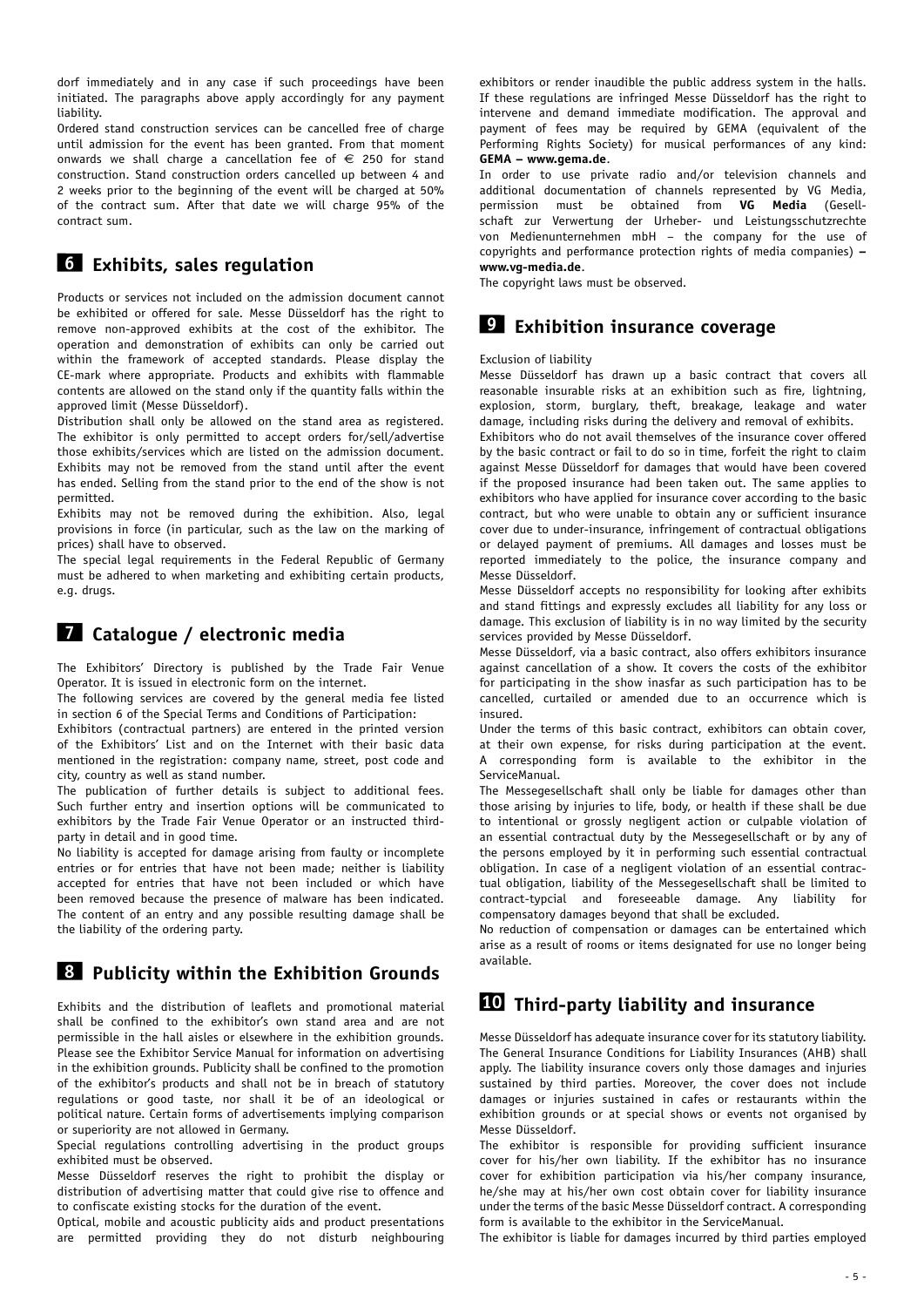dorf immediately and in any case if such proceedings have been initiated. The paragraphs above apply accordingly for any payment liability.

Ordered stand construction services can be cancelled free of charge until admission for the event has been granted. From that moment onwards we shall charge a cancellation fee of € 250 for stand construction. Stand construction orders cancelled up between 4 and 2 weeks prior to the beginning of the event will be charged at 50% of the contract sum. After that date we will charge 95% of the contract sum.

## 6 Exhibits, sales regulation

Products or services not included on the admission document cannot be exhibited or offered for sale. Messe Düsseldorf has the right to remove non-approved exhibits at the cost of the exhibitor. The operation and demonstration of exhibits can only be carried out within the framework of accepted standards. Please display the CE-mark where appropriate. Products and exhibits with flammable contents are allowed on the stand only if the quantity falls within the approved limit (Messe Düsseldorf).

Distribution shall only be allowed on the stand area as registered. The exhibitor is only permitted to accept orders for/sell/advertise those exhibits/services which are listed on the admission document. Exhibits may not be removed from the stand until after the event has ended. Selling from the stand prior to the end of the show is not permitted.

Exhibits may not be removed during the exhibition. Also, legal provisions in force (in particular, such as the law on the marking of prices) shall have to observed.

The special legal requirements in the Federal Republic of Germany must be adhered to when marketing and exhibiting certain products, e.g. drugs.

## 7 Catalogue / electronic media

The Exhibitors' Directory is published by the Trade Fair Venue Operator. It is issued in electronic form on the internet.

The following services are covered by the general media fee listed in section 6 of the Special Terms and Conditions of Participation:

Exhibitors (contractual partners) are entered in the printed version of the Exhibitors' List and on the Internet with their basic data mentioned in the registration: company name, street, post code and city, country as well as stand number.

The publication of further details is subject to additional fees. Such further entry and insertion options will be communicated to exhibitors by the Trade Fair Venue Operator or an instructed third-party in detail and in good time.

No liability is accepted for damage arising from faulty or incomplete entries or for entries that have not been made; neither is liability accepted for entries that have not been included or which have been removed because the presence of malware has been indicated. The content of an entry and any possible resulting damage shall be the liability of the ordering party.

## 8 Publicity within the Exhibition Grounds

Exhibits and the distribution of leaflets and promotional material shall be confined to the exhibitor's own stand area and are not permissible in the hall aisles or elsewhere in the exhibition grounds. Please see the Exhibitor Service Manual for information on advertising in the exhibition grounds. Publicity shall be confined to the promotion of the exhibitor's products and shall not be in breach of statutory regulations or good taste, nor shall it be of an ideological or political nature. Certain forms of advertisements implying comparison or superiority are not allowed in Germany.

Special regulations controlling advertising in the product groups exhibited must be observed.

Messe Düsseldorf reserves the right to prohibit the display or distribution of advertising matter that could give rise to offence and to confiscate existing stocks for the duration of the event.

Optical, mobile and acoustic publicity aids and product presentations are permitted providing they do not disturb neighbouring exhibitors or render inaudible the public address system in the halls. If these regulations are infringed Messe Düsseldorf has the right to intervene and demand immediate modification. The approval and payment of fees may be required by GEMA (equivalent of the Performing Rights Society) for musical performances of any kind: **GEMA – www.gema.de**.

In order to use private radio and/or television channels and additional documentation of channels represented by VG Media, permission must be obtained from **VG Media** (Gesellschaft zur Verwertung der Urheber- und Leistungsschutzrechte von Medienunternehmen mbH – the company for the use of copyrights and performance protection rights of media companies) **– www.vg-media.de**.

The copyright laws must be observed.

## 9 Exhibition insurance coverage

Exclusion of liability

Messe Düsseldorf has drawn up a basic contract that covers all reasonable insurable risks at an exhibition such as fire, lightning, explosion, storm, burglary, theft, breakage, leakage and water damage, including risks during the delivery and removal of exhibits.

Exhibitors who do not avail themselves of the insurance cover offered by the basic contract or fail to do so in time, forfeit the right to claim against Messe Düsseldorf for damages that would have been covered if the proposed insurance had been taken out. The same applies to exhibitors who have applied for insurance cover according to the basic contract, but who were unable to obtain any or sufficient insurance cover due to under-insurance, infringement of contractual obligations or delayed payment of premiums. All damages and losses must be reported immediately to the police, the insurance company and Messe Düsseldorf.

Messe Düsseldorf accepts no responsibility for looking after exhibits and stand fittings and expressly excludes all liability for any loss or damage. This exclusion of liability is in no way limited by the security services provided by Messe Düsseldorf.

Messe Düsseldorf, via a basic contract, also offers exhibitors insurance against cancellation of a show. It covers the costs of the exhibitor for participating in the show inasfar as such participation has to be cancelled, curtailed or amended due to an occurrence which is insured.

Under the terms of this basic contract, exhibitors can obtain cover, at their own expense, for risks during participation at the event. A corresponding form is available to the exhibitor in the ServiceManual.

The Messegesellschaft shall only be liable for damages other than those arising by injuries to life, body, or health if these shall be due to intentional or grossly negligent action or culpable violation of an essential contractual duty by the Messegesellschaft or by any of the persons employed by it in performing such essential contractual obligation. In case of a negligent violation of an essential contractual obligation, liability of the Messegesellschaft shall be limited to contract-typcial and foreseeable damage. Any liability for compensatory damages beyond that shall be excluded.

No reduction of compensation or damages can be entertained which arise as a result of rooms or items designated for use no longer being available.

## 10 Third-party liability and insurance

Messe Düsseldorf has adequate insurance cover for its statutory liability. The General Insurance Conditions for Liability Insurances (AHB) shall apply. The liability insurance covers only those damages and injuries sustained by third parties. Moreover, the cover does not include damages or injuries sustained in cafes or restaurants within the exhibition grounds or at special shows or events not organised by Messe Düsseldorf.

The exhibitor is responsible for providing sufficient insurance cover for his/her own liability. If the exhibitor has no insurance cover for exhibition participation via his/her company insurance, he/she may at his/her own cost obtain cover for liability insurance under the terms of the basic Messe Düsseldorf contract. A corresponding form is available to the exhibitor in the ServiceManual.

The exhibitor is liable for damages incurred by third parties employed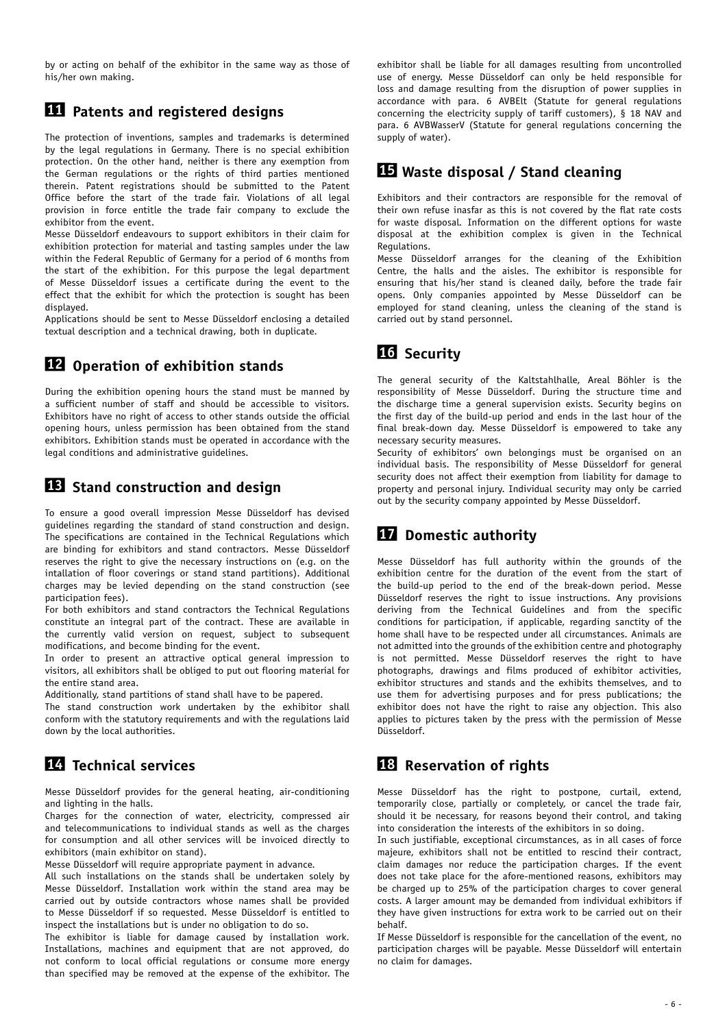by or acting on behalf of the exhibitor in the same way as those of his/her own making.

## 11 Patents and registered designs

The protection of inventions, samples and trademarks is determined by the legal regulations in Germany. There is no special exhibition protection. On the other hand, neither is there any exemption from the German regulations or the rights of third parties mentioned therein. Patent registrations should be submitted to the Patent Office before the start of the trade fair. Violations of all legal provision in force entitle the trade fair company to exclude the exhibitor from the event.

Messe Düsseldorf endeavours to support exhibitors in their claim for exhibition protection for material and tasting samples under the law within the Federal Republic of Germany for a period of 6 months from the start of the exhibition. For this purpose the legal department of Messe Düsseldorf issues a certificate during the event to the effect that the exhibit for which the protection is sought has been displayed.

Applications should be sent to Messe Düsseldorf enclosing a detailed textual description and a technical drawing, both in duplicate.

## 12 Operation of exhibition stands

During the exhibition opening hours the stand must be manned by a sufficient number of staff and should be accessible to visitors. Exhibitors have no right of access to other stands outside the official opening hours, unless permission has been obtained from the stand exhibitors. Exhibition stands must be operated in accordance with the legal conditions and administrative guidelines.

## 13 Stand construction and design

To ensure a good overall impression Messe Düsseldorf has devised guidelines regarding the standard of stand construction and design. The specifications are contained in the Technical Regulations which are binding for exhibitors and stand contractors. Messe Düsseldorf reserves the right to give the necessary instructions on (e.g. on the intallation of floor coverings or stand stand partitions). Additional charges may be levied depending on the stand construction (see participation fees).

For both exhibitors and stand contractors the Technical Regulations constitute an integral part of the contract. These are available in the currently valid version on request, subject to subsequent modifications, and become binding for the event.

In order to present an attractive optical general impression to visitors, all exhibitors shall be obliged to put out flooring material for the entire stand area.

Additionally, stand partitions of stand shall have to be papered.

The stand construction work undertaken by the exhibitor shall conform with the statutory requirements and with the regulations laid down by the local authorities.

## 14 Technical services

Messe Düsseldorf provides for the general heating, air-conditioning and lighting in the halls.

Charges for the connection of water, electricity, compressed air and telecommunications to individual stands as well as the charges for consumption and all other services will be invoiced directly to exhibitors (main exhibitor on stand).

Messe Düsseldorf will require appropriate payment in advance.

All such installations on the stands shall be undertaken solely by Messe Düsseldorf. Installation work within the stand area may be carried out by outside contractors whose names shall be provided to Messe Düsseldorf if so requested. Messe Düsseldorf is entitled to inspect the installations but is under no obligation to do so.

The exhibitor is liable for damage caused by installation work. Installations, machines and equipment that are not approved, do not conform to local official regulations or consume more energy than specified may be removed at the expense of the exhibitor. The exhibitor shall be liable for all damages resulting from uncontrolled use of energy. Messe Düsseldorf can only be held responsible for loss and damage resulting from the disruption of power supplies in accordance with para. 6 AVBElt (Statute for general regulations concerning the electricity supply of tariff customers), § 18 NAV and para. 6 AVBWasserV (Statute for general regulations concerning the supply of water).

## 15 Waste disposal / Stand cleaning

Exhibitors and their contractors are responsible for the removal of their own refuse inasfar as this is not covered by the flat rate costs for waste disposal. Information on the different options for waste disposal at the exhibition complex is given in the Technical Regulations.

Messe Düsseldorf arranges for the cleaning of the Exhibition Centre, the halls and the aisles. The exhibitor is responsible for ensuring that his/her stand is cleaned daily, before the trade fair opens. Only companies appointed by Messe Düsseldorf can be employed for stand cleaning, unless the cleaning of the stand is carried out by stand personnel.

## 16 Security

The general security of the Kaltstahlhalle, Areal Böhler is the responsibility of Messe Düsseldorf. During the structure time and the discharge time a general supervision exists. Security begins on the first day of the build-up period and ends in the last hour of the final break-down day. Messe Düsseldorf is empowered to take any necessary security measures.

Security of exhibitors' own belongings must be organised on an individual basis. The responsibility of Messe Düsseldorf for general security does not affect their exemption from liability for damage to property and personal injury. Individual security may only be carried out by the security company appointed by Messe Düsseldorf.

## 17 Domestic authority

Messe Düsseldorf has full authority within the grounds of the exhibition centre for the duration of the event from the start of the build-up period to the end of the break-down period. Messe Düsseldorf reserves the right to issue instructions. Any provisions deriving from the Technical Guidelines and from the specific conditions for participation, if applicable, regarding sanctity of the home shall have to be respected under all circumstances. Animals are not admitted into the grounds of the exhibition centre and photography is not permitted. Messe Düsseldorf reserves the right to have photographs, drawings and films produced of exhibitor activities, exhibitor structures and stands and the exhibits themselves, and to use them for advertising purposes and for press publications; the exhibitor does not have the right to raise any objection. This also applies to pictures taken by the press with the permission of Messe Düsseldorf.

## 18 Reservation of rights

Messe Düsseldorf has the right to postpone, curtail, extend, temporarily close, partially or completely, or cancel the trade fair, should it be necessary, for reasons beyond their control, and taking into consideration the interests of the exhibitors in so doing.

In such justifiable, exceptional circumstances, as in all cases of force majeure, exhibitors shall not be entitled to rescind their contract, claim damages nor reduce the participation charges. If the event does not take place for the afore-mentioned reasons, exhibitors may be charged up to 25% of the participation charges to cover general costs. A larger amount may be demanded from individual exhibitors if they have given instructions for extra work to be carried out on their behalf.

If Messe Düsseldorf is responsible for the cancellation of the event, no participation charges will be payable. Messe Düsseldorf will entertain no claim for damages.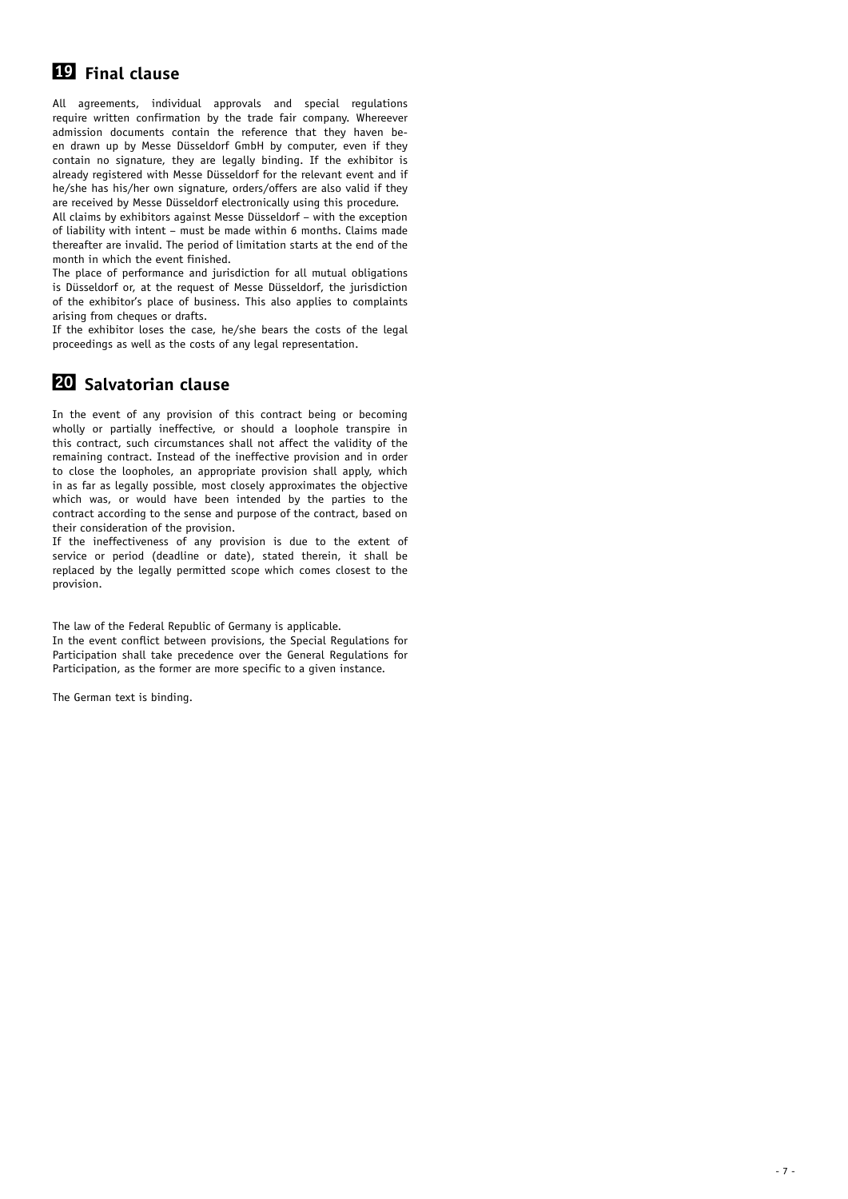## 19 Final clause

All agreements, individual approvals and special regulations require written confirmation by the trade fair company. Whereever admission documents contain the reference that they haven been drawn up by Messe Düsseldorf GmbH by computer, even if they contain no signature, they are legally binding. If the exhibitor is already registered with Messe Düsseldorf for the relevant event and if he/she has his/her own signature, orders/offers are also valid if they are received by Messe Düsseldorf electronically using this procedure.
All claims by exhibitors against Messe Düsseldorf – with the exception of liability with intent – must be made within 6 months. Claims made thereafter are invalid. The period of limitation starts at the end of the month in which the event finished.
The place of performance and jurisdiction for all mutual obligations is Düsseldorf or, at the request of Messe Düsseldorf, the jurisdiction of the exhibitor's place of business. This also applies to complaints arising from cheques or drafts.
If the exhibitor loses the case, he/she bears the costs of the legal proceedings as well as the costs of any legal representation.

## 20 Salvatorian clause

In the event of any provision of this contract being or becoming wholly or partially ineffective, or should a loophole transpire in this contract, such circumstances shall not affect the validity of the remaining contract. Instead of the ineffective provision and in order to close the loopholes, an appropriate provision shall apply, which in as far as legally possible, most closely approximates the objective which was, or would have been intended by the parties to the contract according to the sense and purpose of the contract, based on their consideration of the provision.
If the ineffectiveness of any provision is due to the extent of service or period (deadline or date), stated therein, it shall be replaced by the legally permitted scope which comes closest to the provision.

The law of the Federal Republic of Germany is applicable.
In the event conflict between provisions, the Special Regulations for Participation shall take precedence over the General Regulations for Participation, as the former are more specific to a given instance.

The German text is binding.